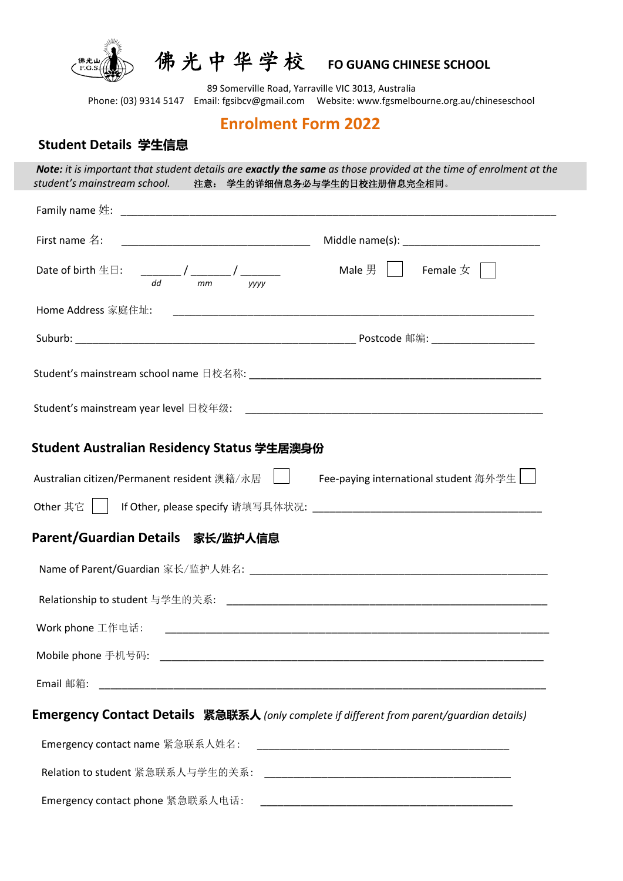# 佛光中华学校 FO GUANG CHINESE SCHOOL

89 Somerville Road, Yarraville VIC 3013, Australia
Phone: (03) 9314 5147 Email: fgsibcv@gmail.com Website: www.fgsmelbourne.org.au/chineseschool

## Enrolment Form 2022

### Student Details 学生信息

***Note:** it is important that student details are **exactly the same** as those provided at the time of enrolment at the student's mainstream school.* **注意： 学生的详细信息务必与学生的日校注册信息完全相同。**

Family name 姓: ______________________________________________

First name 名: ______________________ Middle name(s): ____________________

Date of birth 生日: ______ / ______ / ______ (dd / mm / yyyy) Male 男 ☐ Female 女 ☐

Home Address 家庭住址: ______________________________________________

Suburb: ______________________________ Postcode 邮编: ______________

Student's mainstream school name 日校名称: ______________________________

Student's mainstream year level 日校年级: ______________________________

### Student Australian Residency Status 学生居澳身份

Australian citizen/Permanent resident 澳籍/永居 ☐ Fee-paying international student 海外学生 ☐

Other 其它 ☐ If Other, please specify 请填写具体状况: ______________________

### Parent/Guardian Details 家长/监护人信息

Name of Parent/Guardian 家长/监护人姓名: ______________________________

Relationship to student 与学生的关系: ______________________________

Work phone 工作电话: ______________________________

Mobile phone 手机号码: ______________________________

Email 邮箱: ______________________________

### Emergency Contact Details 紧急联系人 *(only complete if different from parent/guardian details)*

Emergency contact name 紧急联系人姓名: ______________________________

Relation to student 紧急联系人与学生的关系: ______________________________

Emergency contact phone 紧急联系人电话: ______________________________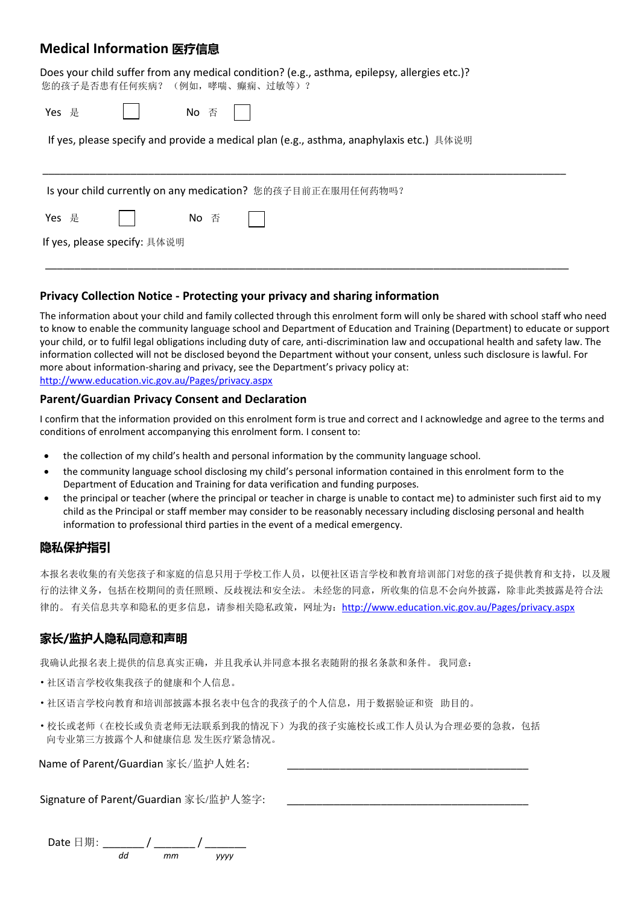## Medical Information 医疗信息

Does your child suffer from any medical condition? (e.g., asthma, epilepsy, allergies etc.)?
您的孩子是否患有任何疾病？（例如，哮喘、癫痫、过敏等）？

Yes 是 ☐ No 否 ☐

If yes, please specify and provide a medical plan (e.g., asthma, anaphylaxis etc.) 具体说明

\_\_\_\_\_\_\_\_\_\_\_\_\_\_\_\_\_\_\_\_\_\_\_\_\_\_\_\_\_\_\_\_\_\_\_\_\_\_\_\_\_\_\_\_\_\_\_\_\_\_\_\_\_\_\_\_\_\_\_\_\_\_\_\_\_\_\_\_\_\_\_\_\_\_\_\_\_\_

Is your child currently on any medication? 您的孩子目前正在服用任何药物吗？

Yes 是 ☐ No 否 ☐

If yes, please specify: 具体说明

\_\_\_\_\_\_\_\_\_\_\_\_\_\_\_\_\_\_\_\_\_\_\_\_\_\_\_\_\_\_\_\_\_\_\_\_\_\_\_\_\_\_\_\_\_\_\_\_\_\_\_\_\_\_\_\_\_\_\_\_\_\_\_\_\_\_\_\_\_\_\_\_\_\_\_\_\_\_

### Privacy Collection Notice - Protecting your privacy and sharing information

The information about your child and family collected through this enrolment form will only be shared with school staff who need to know to enable the community language school and Department of Education and Training (Department) to educate or support your child, or to fulfil legal obligations including duty of care, anti-discrimination law and occupational health and safety law. The information collected will not be disclosed beyond the Department without your consent, unless such disclosure is lawful. For more about information-sharing and privacy, see the Department's privacy policy at: http://www.education.vic.gov.au/Pages/privacy.aspx

### Parent/Guardian Privacy Consent and Declaration

I confirm that the information provided on this enrolment form is true and correct and I acknowledge and agree to the terms and conditions of enrolment accompanying this enrolment form. I consent to:

- the collection of my child's health and personal information by the community language school.
- the community language school disclosing my child's personal information contained in this enrolment form to the Department of Education and Training for data verification and funding purposes.
- the principal or teacher (where the principal or teacher in charge is unable to contact me) to administer such first aid to my child as the Principal or staff member may consider to be reasonably necessary including disclosing personal and health information to professional third parties in the event of a medical emergency.

### 隐私保护指引

本报名表收集的有关您孩子和家庭的信息只用于学校工作人员，以便社区语言学校和教育培训部门对您的孩子提供教育和支持，以及履行的法律义务，包括在校期间的责任照顾、反歧视法和安全法。未经您的同意，所收集的信息不会向外披露，除非此类披露是符合法律的。有关信息共享和隐私的更多信息，请参相关隐私政策，网址为：http://www.education.vic.gov.au/Pages/privacy.aspx

### 家长/监护人隐私同意和声明

我确认此报名表上提供的信息真实正确，并且我承认并同意本报名表随附的报名条款和条件。我同意：

- 社区语言学校收集我孩子的健康和个人信息。
- 社区语言学校向教育和培训部披露本报名表中包含的我孩子的个人信息，用于数据验证和资 助目的。
- 校长或老师（在校长或负责老师无法联系到我的情况下）为我的孩子实施校长或工作人员认为合理必要的急救，包括向专业第三方披露个人和健康信息 发生医疗紧急情况。

Name of Parent/Guardian 家长/监护人姓名: \_\_\_\_\_\_\_\_\_\_\_\_\_\_\_\_\_\_\_\_\_\_\_\_\_\_\_\_\_\_\_\_\_\_\_\_

Signature of Parent/Guardian 家长/监护人签字: \_\_\_\_\_\_\_\_\_\_\_\_\_\_\_\_\_\_\_\_\_\_\_\_\_\_\_\_\_\_\_\_\_\_\_\_

Date 日期: \_\_\_\_\_\_\_ / \_\_\_\_\_\_\_ / \_\_\_\_\_\_\_
*dd* *mm* *yyyy*